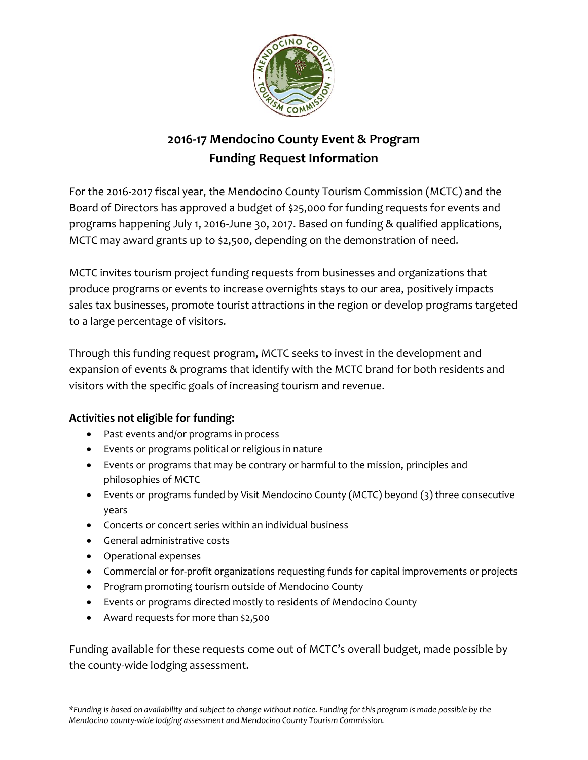# 2016-17 Mendocino County Event & Program Funding Request Information

For the 2016-2017 fiscal year, the Mendocino County Tourism Commission (MCTC) and the Board of Directors has approved a budget of $25,000 for funding requests for events and programs happening July 1, 2016-June 30, 2017. Based on funding & qualified applications, MCTC may award grants up to $2,500, depending on the demonstration of need.

MCTC invites tourism project funding requests from businesses and organizations that produce programs or events to increase overnights stays to our area, positively impacts sales tax businesses, promote tourist attractions in the region or develop programs targeted to a large percentage of visitors.

Through this funding request program, MCTC seeks to invest in the development and expansion of events & programs that identify with the MCTC brand for both residents and visitors with the specific goals of increasing tourism and revenue.

**Activities not eligible for funding:**

- Past events and/or programs in process
- Events or programs political or religious in nature
- Events or programs that may be contrary or harmful to the mission, principles and philosophies of MCTC
- Events or programs funded by Visit Mendocino County (MCTC) beyond (3) three consecutive years
- Concerts or concert series within an individual business
- General administrative costs
- Operational expenses
- Commercial or for-profit organizations requesting funds for capital improvements or projects
- Program promoting tourism outside of Mendocino County
- Events or programs directed mostly to residents of Mendocino County
- Award requests for more than $2,500

Funding available for these requests come out of MCTC's overall budget, made possible by the county-wide lodging assessment.

*\*Funding is based on availability and subject to change without notice. Funding for this program is made possible by the Mendocino county-wide lodging assessment and Mendocino County Tourism Commission.*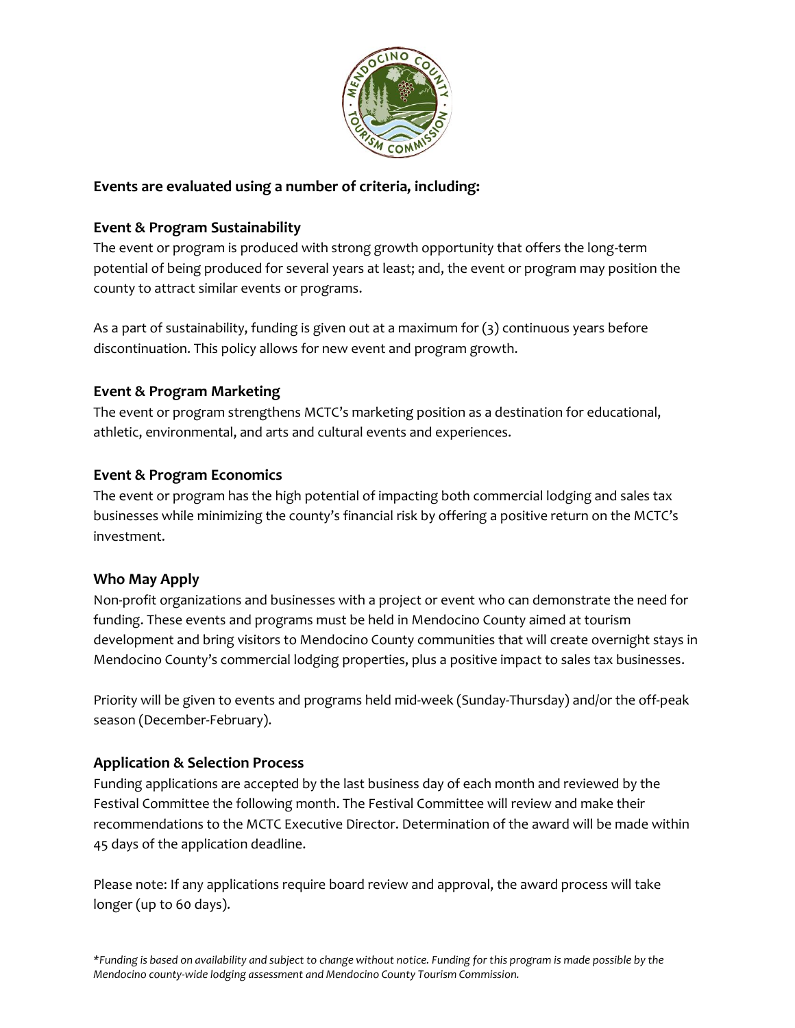**Events are evaluated using a number of criteria, including:**

### Event & Program Sustainability

The event or program is produced with strong growth opportunity that offers the long-term potential of being produced for several years at least; and, the event or program may position the county to attract similar events or programs.

As a part of sustainability, funding is given out at a maximum for (3) continuous years before discontinuation. This policy allows for new event and program growth.

### Event & Program Marketing

The event or program strengthens MCTC's marketing position as a destination for educational, athletic, environmental, and arts and cultural events and experiences.

### Event & Program Economics

The event or program has the high potential of impacting both commercial lodging and sales tax businesses while minimizing the county's financial risk by offering a positive return on the MCTC's investment.

### Who May Apply

Non-profit organizations and businesses with a project or event who can demonstrate the need for funding. These events and programs must be held in Mendocino County aimed at tourism development and bring visitors to Mendocino County communities that will create overnight stays in Mendocino County's commercial lodging properties, plus a positive impact to sales tax businesses.

Priority will be given to events and programs held mid-week (Sunday-Thursday) and/or the off-peak season (December-February).

### Application & Selection Process

Funding applications are accepted by the last business day of each month and reviewed by the Festival Committee the following month. The Festival Committee will review and make their recommendations to the MCTC Executive Director. Determination of the award will be made within 45 days of the application deadline.

Please note: If any applications require board review and approval, the award process will take longer (up to 60 days).

*\*Funding is based on availability and subject to change without notice. Funding for this program is made possible by the Mendocino county-wide lodging assessment and Mendocino County Tourism Commission.*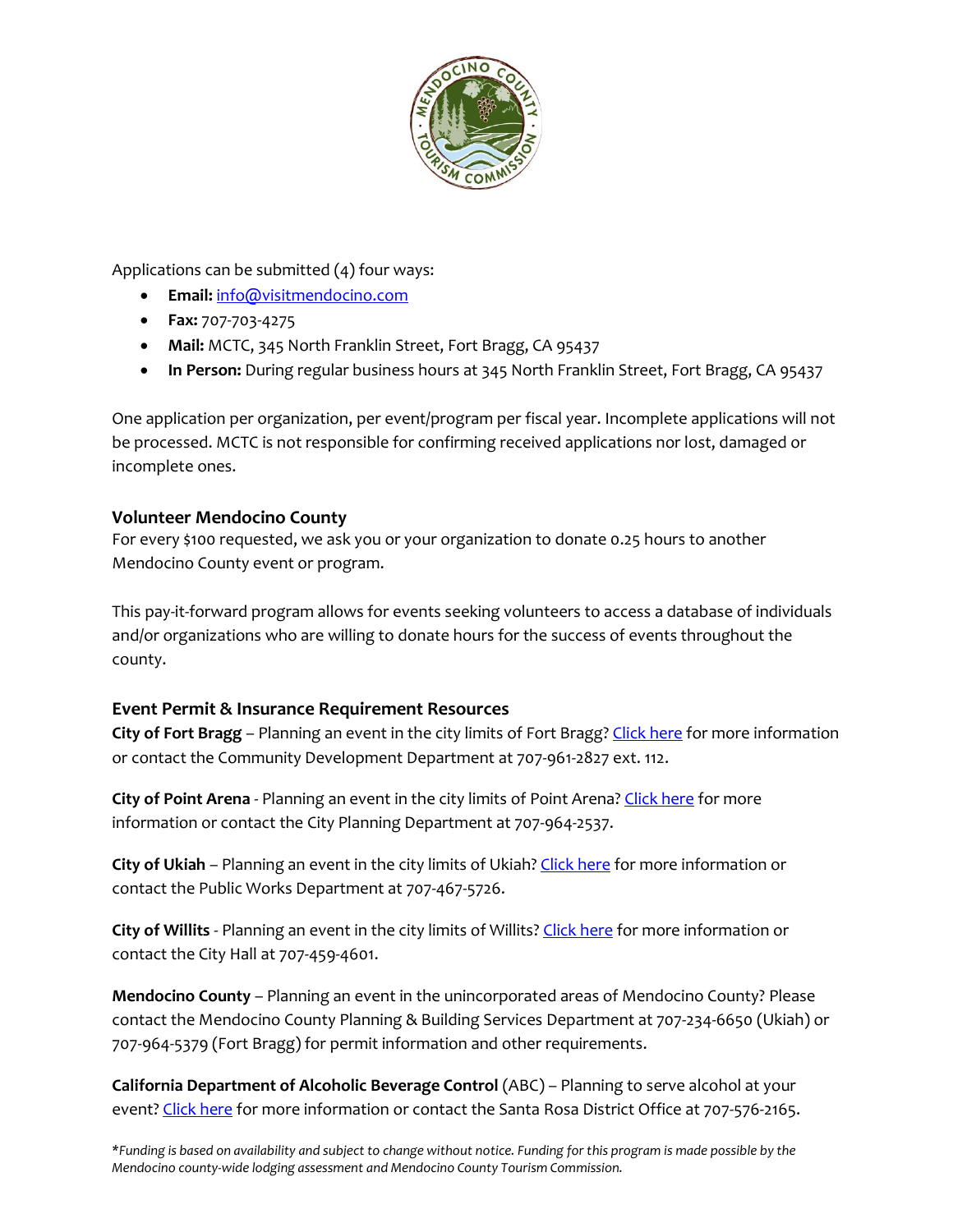Applications can be submitted (4) four ways:

- **Email:** info@visitmendocino.com
- **Fax:** 707-703-4275
- **Mail:** MCTC, 345 North Franklin Street, Fort Bragg, CA 95437
- **In Person:** During regular business hours at 345 North Franklin Street, Fort Bragg, CA 95437

One application per organization, per event/program per fiscal year. Incomplete applications will not be processed. MCTC is not responsible for confirming received applications nor lost, damaged or incomplete ones.

### Volunteer Mendocino County

For every $100 requested, we ask you or your organization to donate 0.25 hours to another Mendocino County event or program.

This pay-it-forward program allows for events seeking volunteers to access a database of individuals and/or organizations who are willing to donate hours for the success of events throughout the county.

### Event Permit & Insurance Requirement Resources

**City of Fort Bragg** – Planning an event in the city limits of Fort Bragg? Click here for more information or contact the Community Development Department at 707-961-2827 ext. 112.

**City of Point Arena** - Planning an event in the city limits of Point Arena? Click here for more information or contact the City Planning Department at 707-964-2537.

**City of Ukiah** – Planning an event in the city limits of Ukiah? Click here for more information or contact the Public Works Department at 707-467-5726.

**City of Willits** - Planning an event in the city limits of Willits? Click here for more information or contact the City Hall at 707-459-4601.

**Mendocino County** – Planning an event in the unincorporated areas of Mendocino County? Please contact the Mendocino County Planning & Building Services Department at 707-234-6650 (Ukiah) or 707-964-5379 (Fort Bragg) for permit information and other requirements.

**California Department of Alcoholic Beverage Control** (ABC) – Planning to serve alcohol at your event? Click here for more information or contact the Santa Rosa District Office at 707-576-2165.

*\*Funding is based on availability and subject to change without notice. Funding for this program is made possible by the Mendocino county-wide lodging assessment and Mendocino County Tourism Commission.*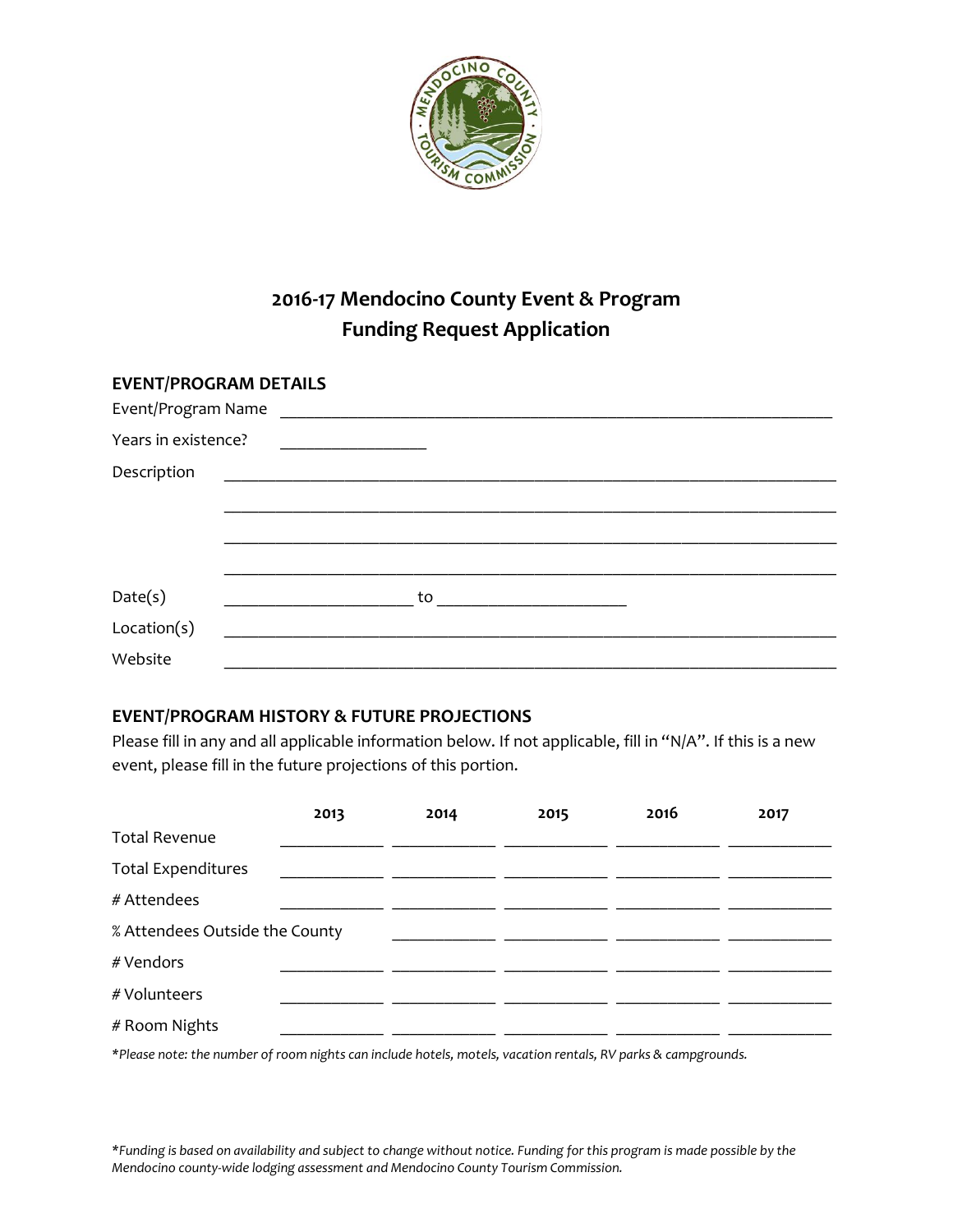# 2016-17 Mendocino County Event & Program Funding Request Application

## EVENT/PROGRAM DETAILS

Event/Program Name \_\_\_\_\_\_\_\_\_\_\_\_\_\_\_\_\_\_\_\_\_\_\_\_\_\_\_\_\_\_\_\_\_\_\_\_\_\_\_\_\_\_\_\_\_\_\_\_\_\_\_\_\_\_\_\_\_\_\_\_

Years in existence? \_\_\_\_\_\_\_\_\_\_\_\_\_\_\_\_

Description \_\_\_\_\_\_\_\_\_\_\_\_\_\_\_\_\_\_\_\_\_\_\_\_\_\_\_\_\_\_\_\_\_\_\_\_\_\_\_\_\_\_\_\_\_\_\_\_\_\_\_\_\_\_\_\_\_\_\_\_\_\_\_\_

\_\_\_\_\_\_\_\_\_\_\_\_\_\_\_\_\_\_\_\_\_\_\_\_\_\_\_\_\_\_\_\_\_\_\_\_\_\_\_\_\_\_\_\_\_\_\_\_\_\_\_\_\_\_\_\_\_\_\_\_\_\_\_\_

\_\_\_\_\_\_\_\_\_\_\_\_\_\_\_\_\_\_\_\_\_\_\_\_\_\_\_\_\_\_\_\_\_\_\_\_\_\_\_\_\_\_\_\_\_\_\_\_\_\_\_\_\_\_\_\_\_\_\_\_\_\_\_\_

\_\_\_\_\_\_\_\_\_\_\_\_\_\_\_\_\_\_\_\_\_\_\_\_\_\_\_\_\_\_\_\_\_\_\_\_\_\_\_\_\_\_\_\_\_\_\_\_\_\_\_\_\_\_\_\_\_\_\_\_\_\_\_\_

Date(s) \_\_\_\_\_\_\_\_\_\_\_\_\_\_\_\_\_\_\_\_ to \_\_\_\_\_\_\_\_\_\_\_\_\_\_\_\_\_\_\_\_

Location(s) \_\_\_\_\_\_\_\_\_\_\_\_\_\_\_\_\_\_\_\_\_\_\_\_\_\_\_\_\_\_\_\_\_\_\_\_\_\_\_\_\_\_\_\_\_\_\_\_\_\_\_\_\_\_\_\_\_\_\_\_\_\_\_\_

Website \_\_\_\_\_\_\_\_\_\_\_\_\_\_\_\_\_\_\_\_\_\_\_\_\_\_\_\_\_\_\_\_\_\_\_\_\_\_\_\_\_\_\_\_\_\_\_\_\_\_\_\_\_\_\_\_\_\_\_\_\_\_\_\_

## EVENT/PROGRAM HISTORY & FUTURE PROJECTIONS

Please fill in any and all applicable information below. If not applicable, fill in "N/A". If this is a new event, please fill in the future projections of this portion.

| | 2013 | 2014 | 2015 | 2016 | 2017 |
|---|---|---|---|---|---|
| Total Revenue | | | | | |
| Total Expenditures | | | | | |
| # Attendees | | | | | |
| % Attendees Outside the County | | | | | |
| # Vendors | | | | | |
| # Volunteers | | | | | |
| # Room Nights | | | | | |

*\*Please note: the number of room nights can include hotels, motels, vacation rentals, RV parks & campgrounds.*

*\*Funding is based on availability and subject to change without notice. Funding for this program is made possible by the Mendocino county-wide lodging assessment and Mendocino County Tourism Commission.*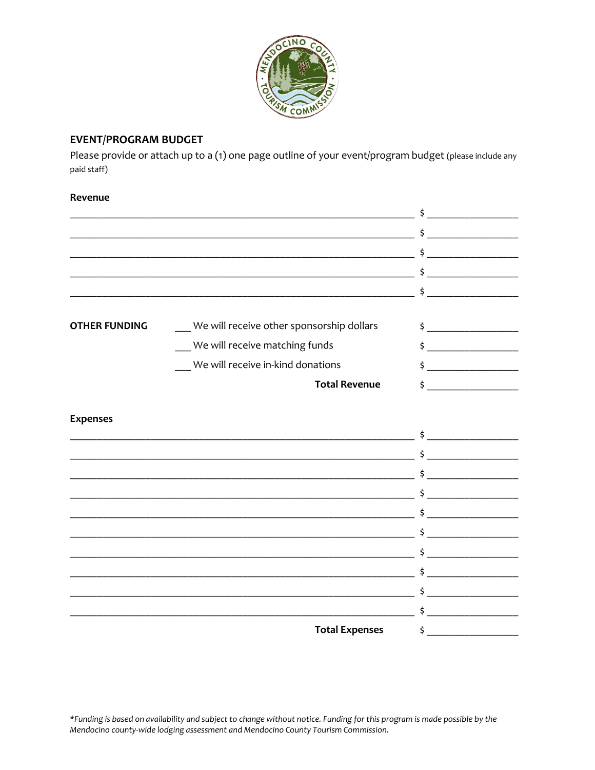## EVENT/PROGRAM BUDGET

Please provide or attach up to a (1) one page outline of your event/program budget (please include any paid staff)

**Revenue**

_________________________________________________________________ $ _________________

_________________________________________________________________ $ _________________

_________________________________________________________________ $ _________________

_________________________________________________________________ $ _________________

_________________________________________________________________ $ _________________

| **OTHER FUNDING** | ___ We will receive other sponsorship dollars | $ _________________ |
|---|---|---|
| | ___ We will receive matching funds | $ _________________ |
| | ___ We will receive in-kind donations | $ _________________ |
| | **Total Revenue** | $ _________________ |

**Expenses**

_________________________________________________________________ $ _________________

_________________________________________________________________ $ _________________

_________________________________________________________________ $ _________________

_________________________________________________________________ $ _________________

_________________________________________________________________ $ _________________

_________________________________________________________________ $ _________________

_________________________________________________________________ $ _________________

_________________________________________________________________ $ _________________

_________________________________________________________________ $ _________________

_________________________________________________________________ $ _________________

**Total Expenses** $ _________________

*\*Funding is based on availability and subject to change without notice. Funding for this program is made possible by the Mendocino county-wide lodging assessment and Mendocino County Tourism Commission.*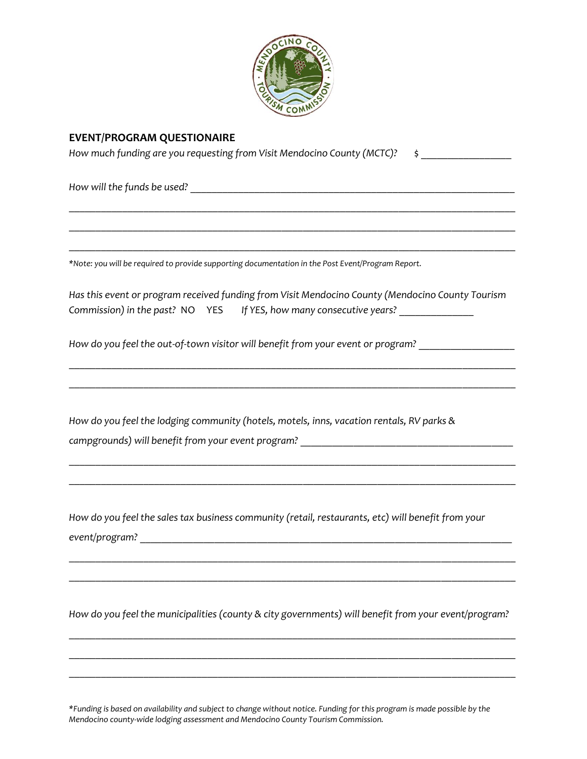## EVENT/PROGRAM QUESTIONAIRE

*How much funding are you requesting from Visit Mendocino County (MCTC)?* $ _________________

*How will the funds be used?* ________________________________________________________________

______________________________________________________________________________

______________________________________________________________________________

______________________________________________________________________________

**\****Note: you will be required to provide supporting documentation in the Post Event/Program Report.*

*Has this event or program received funding from Visit Mendocino County (Mendocino County Tourism Commission) in the past?* NO YES *If YES, how many consecutive years?* ______________

*How do you feel the out-of-town visitor will benefit from your event or program?* _________________

______________________________________________________________________________

______________________________________________________________________________

*How do you feel the lodging community (hotels, motels, inns, vacation rentals, RV parks & campgrounds) will benefit from your event program?* ________________________________________

______________________________________________________________________________

______________________________________________________________________________

*How do you feel the sales tax business community (retail, restaurants, etc) will benefit from your event/program?* ______________________________________________________________________

______________________________________________________________________________

______________________________________________________________________________

*How do you feel the municipalities (county & city governments) will benefit from your event/program?*

______________________________________________________________________________

______________________________________________________________________________

______________________________________________________________________________

*\*Funding is based on availability and subject to change without notice. Funding for this program is made possible by the Mendocino county-wide lodging assessment and Mendocino County Tourism Commission.*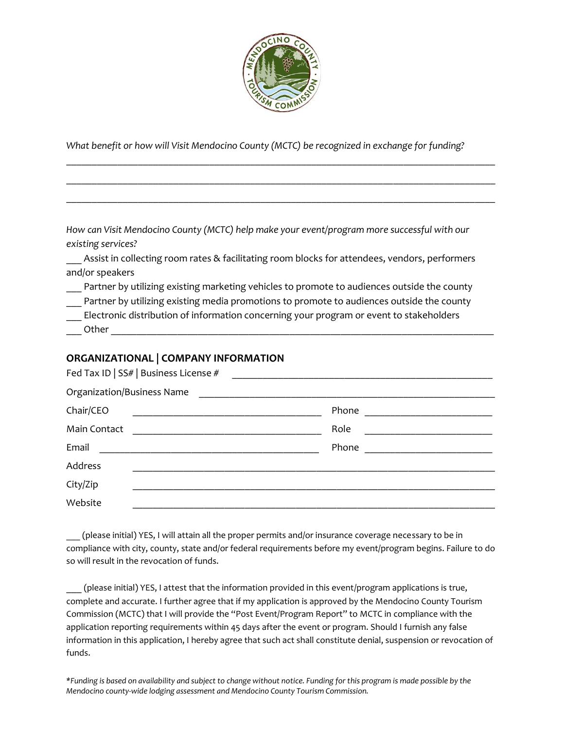*What benefit or how will Visit Mendocino County (MCTC) be recognized in exchange for funding?*

\_\_\_\_\_\_\_\_\_\_\_\_\_\_\_\_\_\_\_\_\_\_\_\_\_\_\_\_\_\_\_\_\_\_\_\_\_\_\_\_\_\_\_\_\_\_\_\_\_\_\_\_\_\_\_\_\_\_\_\_\_\_\_\_\_\_\_\_\_\_\_\_\_\_\_\_\_\_

\_\_\_\_\_\_\_\_\_\_\_\_\_\_\_\_\_\_\_\_\_\_\_\_\_\_\_\_\_\_\_\_\_\_\_\_\_\_\_\_\_\_\_\_\_\_\_\_\_\_\_\_\_\_\_\_\_\_\_\_\_\_\_\_\_\_\_\_\_\_\_\_\_\_\_\_\_\_

\_\_\_\_\_\_\_\_\_\_\_\_\_\_\_\_\_\_\_\_\_\_\_\_\_\_\_\_\_\_\_\_\_\_\_\_\_\_\_\_\_\_\_\_\_\_\_\_\_\_\_\_\_\_\_\_\_\_\_\_\_\_\_\_\_\_\_\_\_\_\_\_\_\_\_\_\_\_

*How can Visit Mendocino County (MCTC) help make your event/program more successful with our existing services?*

\_\_\_ Assist in collecting room rates & facilitating room blocks for attendees, vendors, performers and/or speakers

\_\_\_ Partner by utilizing existing marketing vehicles to promote to audiences outside the county

\_\_\_ Partner by utilizing existing media promotions to promote to audiences outside the county

\_\_\_ Electronic distribution of information concerning your program or event to stakeholders

\_\_\_ Other \_\_\_\_\_\_\_\_\_\_\_\_\_\_\_\_\_\_\_\_\_\_\_\_\_\_\_\_\_\_\_\_\_\_\_\_\_\_\_\_\_\_\_\_\_\_\_\_\_\_\_\_\_\_\_\_\_\_\_\_\_\_\_\_\_\_\_\_

## ORGANIZATIONAL | COMPANY INFORMATION

Fed Tax ID | SS# | Business License # \_\_\_\_\_\_\_\_\_\_\_\_\_\_\_\_\_\_\_\_\_\_\_\_\_\_\_\_\_\_\_\_\_\_\_\_\_\_\_\_\_\_\_\_\_\_

Organization/Business Name \_\_\_\_\_\_\_\_\_\_\_\_\_\_\_\_\_\_\_\_\_\_\_\_\_\_\_\_\_\_\_\_\_\_\_\_\_\_\_\_\_\_\_\_\_\_\_\_\_\_\_\_

Chair/CEO \_\_\_\_\_\_\_\_\_\_\_\_\_\_\_\_\_\_\_\_\_\_\_\_\_\_\_\_\_\_\_\_\_\_ Phone \_\_\_\_\_\_\_\_\_\_\_\_\_\_\_\_\_\_\_\_\_\_\_

Main Contact \_\_\_\_\_\_\_\_\_\_\_\_\_\_\_\_\_\_\_\_\_\_\_\_\_\_\_\_\_\_\_\_\_\_ Role \_\_\_\_\_\_\_\_\_\_\_\_\_\_\_\_\_\_\_\_\_\_\_

Email \_\_\_\_\_\_\_\_\_\_\_\_\_\_\_\_\_\_\_\_\_\_\_\_\_\_\_\_\_\_\_\_\_\_\_\_\_\_\_ Phone \_\_\_\_\_\_\_\_\_\_\_\_\_\_\_\_\_\_\_\_\_\_\_

Address \_\_\_\_\_\_\_\_\_\_\_\_\_\_\_\_\_\_\_\_\_\_\_\_\_\_\_\_\_\_\_\_\_\_\_\_\_\_\_\_\_\_\_\_\_\_\_\_\_\_\_\_\_\_\_\_\_\_\_\_\_\_\_\_

City/Zip \_\_\_\_\_\_\_\_\_\_\_\_\_\_\_\_\_\_\_\_\_\_\_\_\_\_\_\_\_\_\_\_\_\_\_\_\_\_\_\_\_\_\_\_\_\_\_\_\_\_\_\_\_\_\_\_\_\_\_\_\_\_\_\_

Website \_\_\_\_\_\_\_\_\_\_\_\_\_\_\_\_\_\_\_\_\_\_\_\_\_\_\_\_\_\_\_\_\_\_\_\_\_\_\_\_\_\_\_\_\_\_\_\_\_\_\_\_\_\_\_\_\_\_\_\_\_\_\_\_

\_\_\_ (please initial) YES, I will attain all the proper permits and/or insurance coverage necessary to be in compliance with city, county, state and/or federal requirements before my event/program begins. Failure to do so will result in the revocation of funds.

\_\_\_ (please initial) YES, I attest that the information provided in this event/program applications is true, complete and accurate. I further agree that if my application is approved by the Mendocino County Tourism Commission (MCTC) that I will provide the "Post Event/Program Report" to MCTC in compliance with the application reporting requirements within 45 days after the event or program. Should I furnish any false information in this application, I hereby agree that such act shall constitute denial, suspension or revocation of funds.

*\*Funding is based on availability and subject to change without notice. Funding for this program is made possible by the Mendocino county-wide lodging assessment and Mendocino County Tourism Commission.*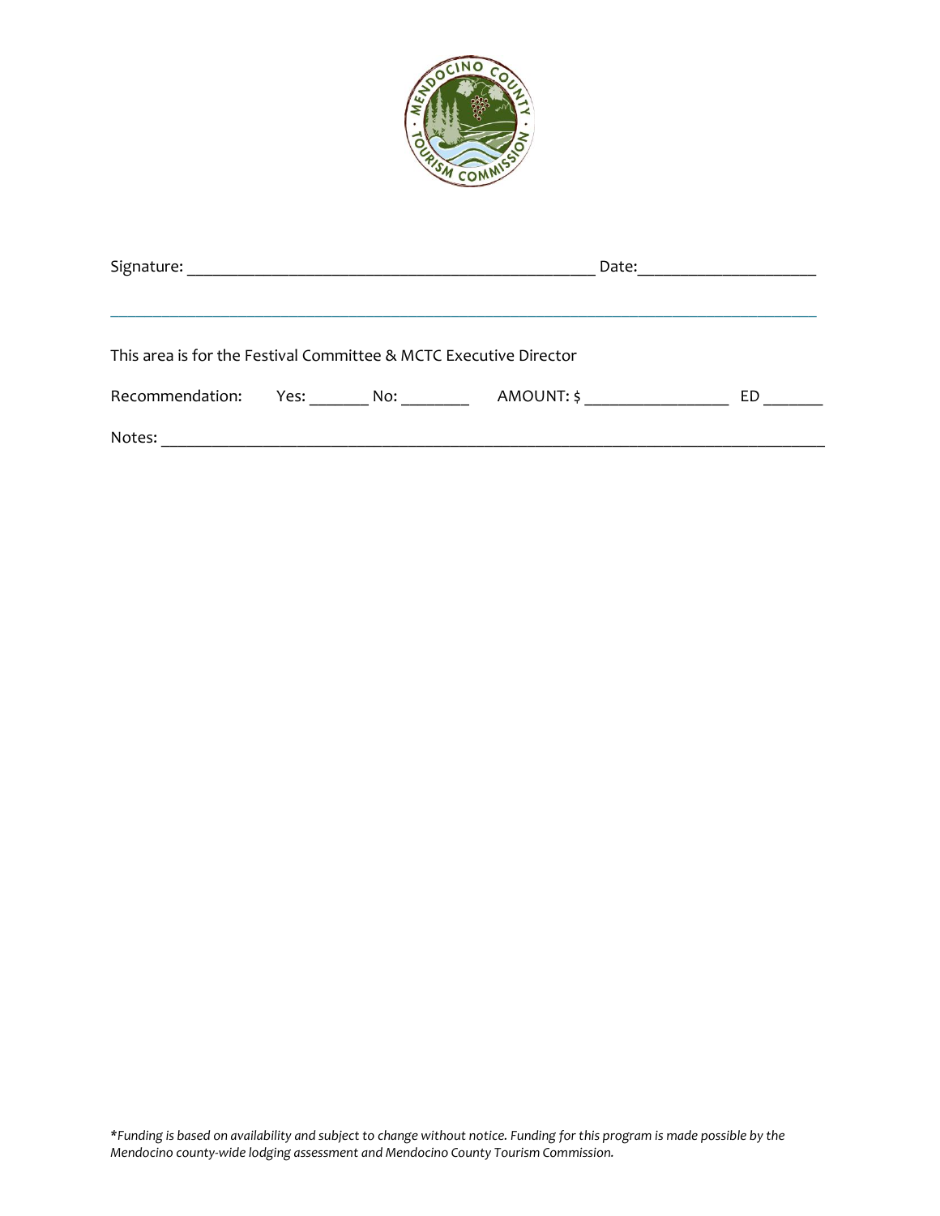Signature: ______________________________________________ Date:____________________

---

This area is for the Festival Committee & MCTC Executive Director

Recommendation: Yes: _______ No: ________ AMOUNT: $ ________________ ED _______

Notes: ___________________________________________________________________________

*Funding is based on availability and subject to change without notice. Funding for this program is made possible by the Mendocino county-wide lodging assessment and Mendocino County Tourism Commission.*